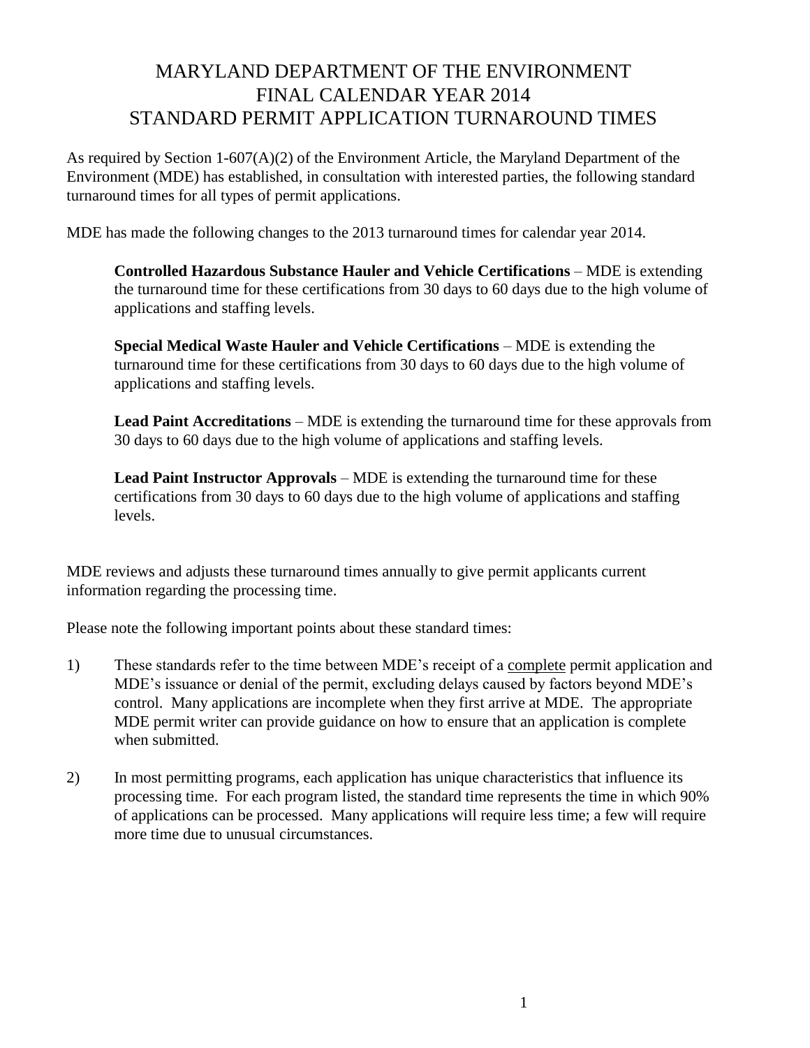# MARYLAND DEPARTMENT OF THE ENVIRONMENT
# FINAL CALENDAR YEAR 2014
# STANDARD PERMIT APPLICATION TURNAROUND TIMES

As required by Section 1-607(A)(2) of the Environment Article, the Maryland Department of the Environment (MDE) has established, in consultation with interested parties, the following standard turnaround times for all types of permit applications.

MDE has made the following changes to the 2013 turnaround times for calendar year 2014.

> **Controlled Hazardous Substance Hauler and Vehicle Certifications** – MDE is extending the turnaround time for these certifications from 30 days to 60 days due to the high volume of applications and staffing levels.
>
> **Special Medical Waste Hauler and Vehicle Certifications** – MDE is extending the turnaround time for these certifications from 30 days to 60 days due to the high volume of applications and staffing levels.
>
> **Lead Paint Accreditations** – MDE is extending the turnaround time for these approvals from 30 days to 60 days due to the high volume of applications and staffing levels.
>
> **Lead Paint Instructor Approvals** – MDE is extending the turnaround time for these certifications from 30 days to 60 days due to the high volume of applications and staffing levels.

MDE reviews and adjusts these turnaround times annually to give permit applicants current information regarding the processing time.

Please note the following important points about these standard times:

1) These standards refer to the time between MDE's receipt of a <u>complete</u> permit application and MDE's issuance or denial of the permit, excluding delays caused by factors beyond MDE's control. Many applications are incomplete when they first arrive at MDE. The appropriate MDE permit writer can provide guidance on how to ensure that an application is complete when submitted.

2) In most permitting programs, each application has unique characteristics that influence its processing time. For each program listed, the standard time represents the time in which 90% of applications can be processed. Many applications will require less time; a few will require more time due to unusual circumstances.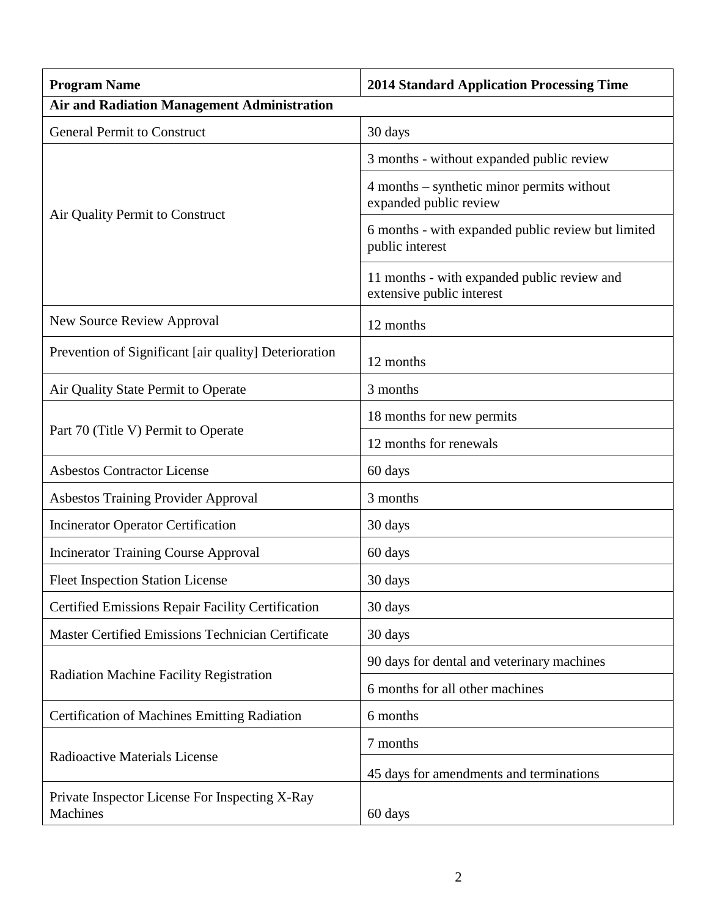| Program Name | 2014 Standard Application Processing Time |
| --- | --- |
| **Air and Radiation Management Administration** | |
| General Permit to Construct | 30 days |
| Air Quality Permit to Construct | 3 months - without expanded public review |
| | 4 months – synthetic minor permits without expanded public review |
| | 6 months - with expanded public review but limited public interest |
| | 11 months - with expanded public review and extensive public interest |
| New Source Review Approval | 12 months |
| Prevention of Significant [air quality] Deterioration | 12 months |
| Air Quality State Permit to Operate | 3 months |
| Part 70 (Title V) Permit to Operate | 18 months for new permits |
| | 12 months for renewals |
| Asbestos Contractor License | 60 days |
| Asbestos Training Provider Approval | 3 months |
| Incinerator Operator Certification | 30 days |
| Incinerator Training Course Approval | 60 days |
| Fleet Inspection Station License | 30 days |
| Certified Emissions Repair Facility Certification | 30 days |
| Master Certified Emissions Technician Certificate | 30 days |
| Radiation Machine Facility Registration | 90 days for dental and veterinary machines |
| | 6 months for all other machines |
| Certification of Machines Emitting Radiation | 6 months |
| Radioactive Materials License | 7 months |
| | 45 days for amendments and terminations |
| Private Inspector License For Inspecting X-Ray Machines | 60 days |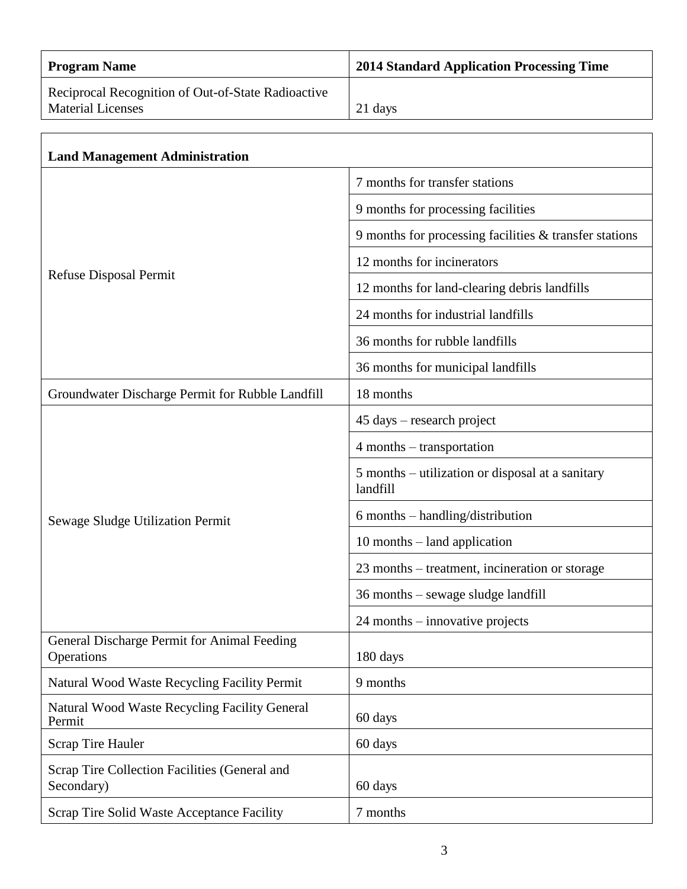| Program Name | 2014 Standard Application Processing Time |
| --- | --- |
| Reciprocal Recognition of Out-of-State Radioactive Material Licenses | 21 days |

| Land Management Administration | |
| --- | --- |
| Refuse Disposal Permit | 7 months for transfer stations |
| | 9 months for processing facilities |
| | 9 months for processing facilities & transfer stations |
| | 12 months for incinerators |
| | 12 months for land-clearing debris landfills |
| | 24 months for industrial landfills |
| | 36 months for rubble landfills |
| | 36 months for municipal landfills |
| Groundwater Discharge Permit for Rubble Landfill | 18 months |
| Sewage Sludge Utilization Permit | 45 days – research project |
| | 4 months – transportation |
| | 5 months – utilization or disposal at a sanitary landfill |
| | 6 months – handling/distribution |
| | 10 months – land application |
| | 23 months – treatment, incineration or storage |
| | 36 months – sewage sludge landfill |
| | 24 months – innovative projects |
| General Discharge Permit for Animal Feeding Operations | 180 days |
| Natural Wood Waste Recycling Facility Permit | 9 months |
| Natural Wood Waste Recycling Facility General Permit | 60 days |
| Scrap Tire Hauler | 60 days |
| Scrap Tire Collection Facilities (General and Secondary) | 60 days |
| Scrap Tire Solid Waste Acceptance Facility | 7 months |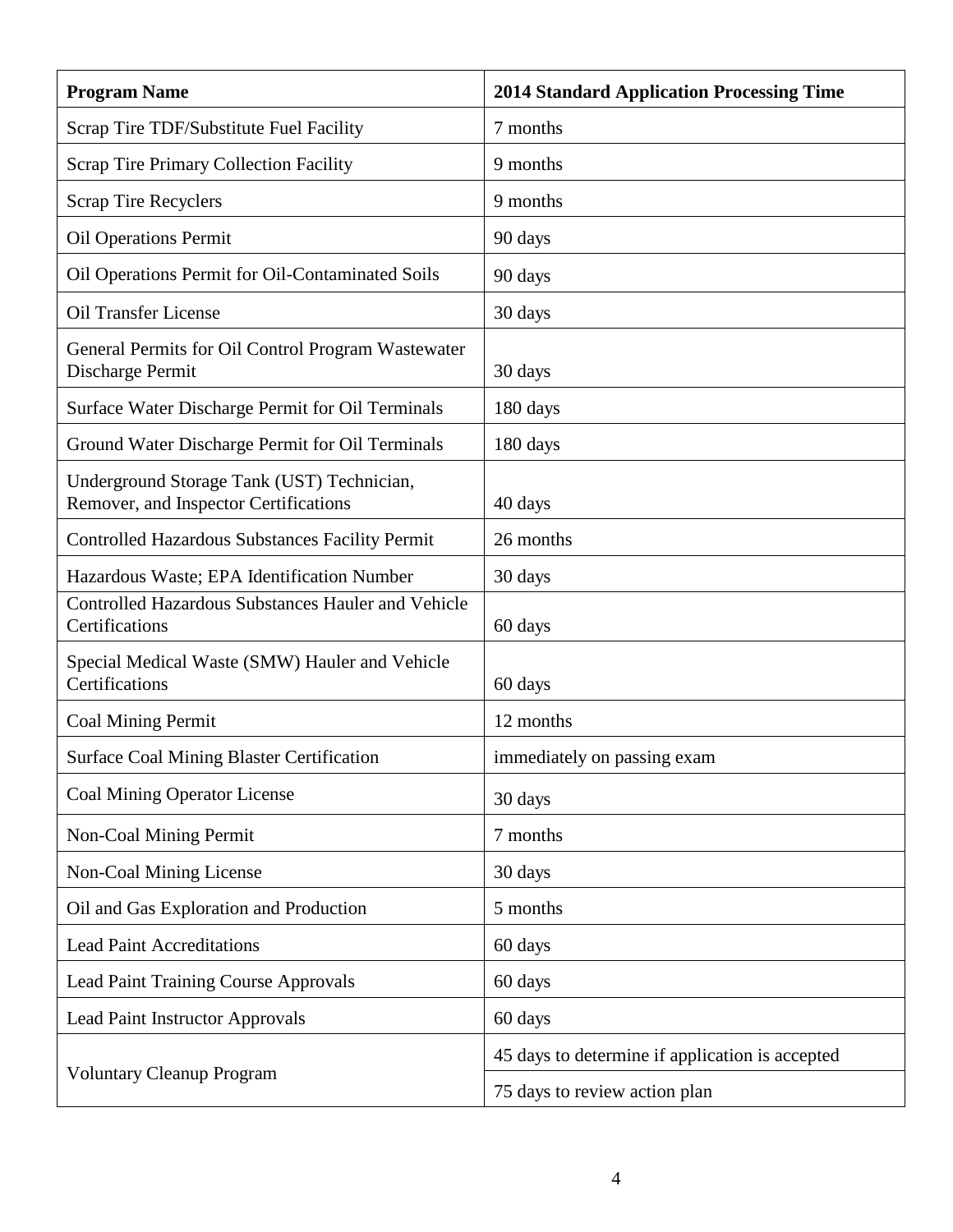| Program Name | 2014 Standard Application Processing Time |
|---|---|
| Scrap Tire TDF/Substitute Fuel Facility | 7 months |
| Scrap Tire Primary Collection Facility | 9 months |
| Scrap Tire Recyclers | 9 months |
| Oil Operations Permit | 90 days |
| Oil Operations Permit for Oil-Contaminated Soils | 90 days |
| Oil Transfer License | 30 days |
| General Permits for Oil Control Program Wastewater Discharge Permit | 30 days |
| Surface Water Discharge Permit for Oil Terminals | 180 days |
| Ground Water Discharge Permit for Oil Terminals | 180 days |
| Underground Storage Tank (UST) Technician, Remover, and Inspector Certifications | 40 days |
| Controlled Hazardous Substances Facility Permit | 26 months |
| Hazardous Waste; EPA Identification Number | 30 days |
| Controlled Hazardous Substances Hauler and Vehicle Certifications | 60 days |
| Special Medical Waste (SMW) Hauler and Vehicle Certifications | 60 days |
| Coal Mining Permit | 12 months |
| Surface Coal Mining Blaster Certification | immediately on passing exam |
| Coal Mining Operator License | 30 days |
| Non-Coal Mining Permit | 7 months |
| Non-Coal Mining License | 30 days |
| Oil and Gas Exploration and Production | 5 months |
| Lead Paint Accreditations | 60 days |
| Lead Paint Training Course Approvals | 60 days |
| Lead Paint Instructor Approvals | 60 days |
| Voluntary Cleanup Program | 45 days to determine if application is accepted |
| | 75 days to review action plan |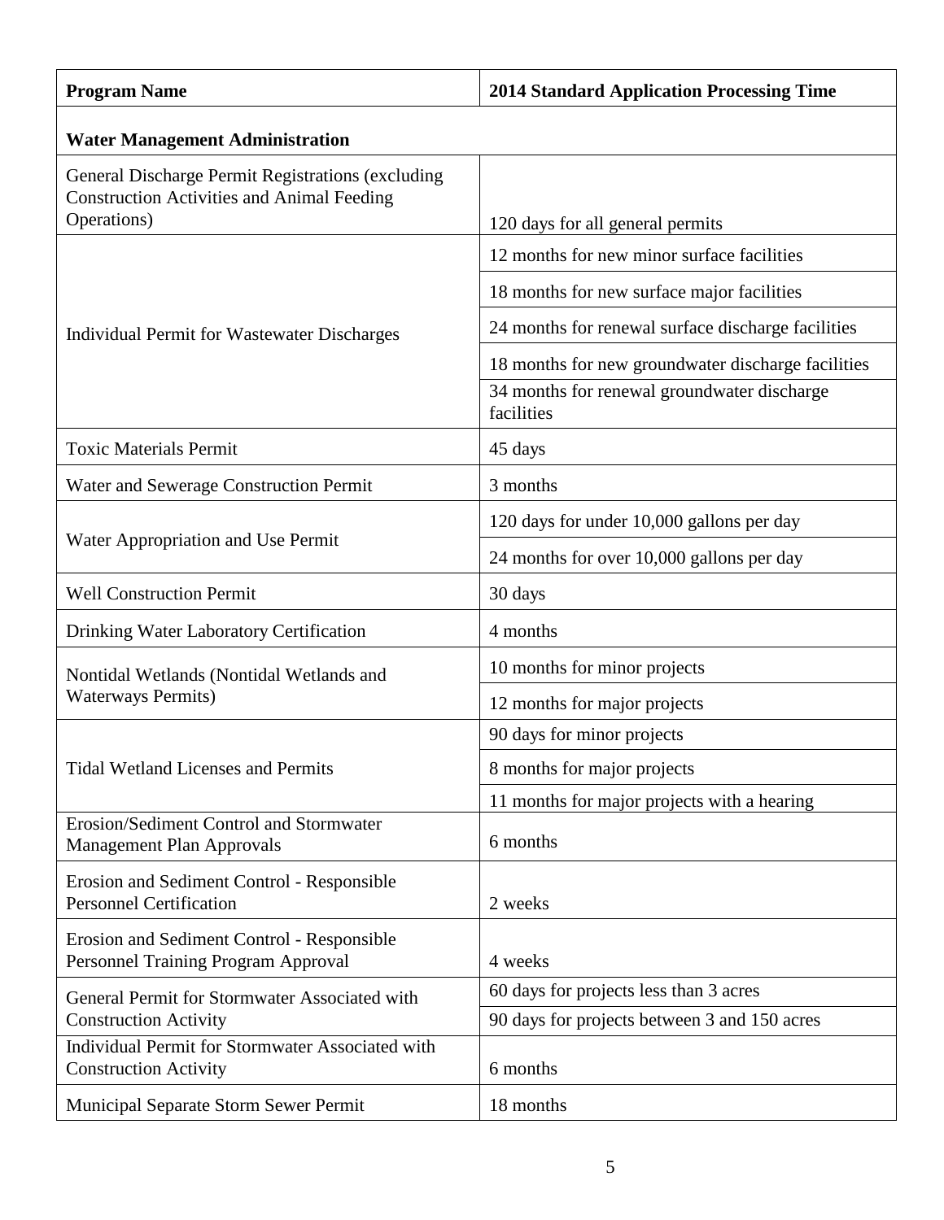| Program Name | 2014 Standard Application Processing Time |
|---|---|
| **Water Management Administration** | |
| General Discharge Permit Registrations (excluding Construction Activities and Animal Feeding Operations) | 120 days for all general permits |
| Individual Permit for Wastewater Discharges | 12 months for new minor surface facilities |
| | 18 months for new surface major facilities |
| | 24 months for renewal surface discharge facilities |
| | 18 months for new groundwater discharge facilities |
| | 34 months for renewal groundwater discharge facilities |
| Toxic Materials Permit | 45 days |
| Water and Sewerage Construction Permit | 3 months |
| Water Appropriation and Use Permit | 120 days for under 10,000 gallons per day |
| | 24 months for over 10,000 gallons per day |
| Well Construction Permit | 30 days |
| Drinking Water Laboratory Certification | 4 months |
| Nontidal Wetlands (Nontidal Wetlands and Waterways Permits) | 10 months for minor projects |
| | 12 months for major projects |
| Tidal Wetland Licenses and Permits | 90 days for minor projects |
| | 8 months for major projects |
| | 11 months for major projects with a hearing |
| Erosion/Sediment Control and Stormwater Management Plan Approvals | 6 months |
| Erosion and Sediment Control - Responsible Personnel Certification | 2 weeks |
| Erosion and Sediment Control - Responsible Personnel Training Program Approval | 4 weeks |
| General Permit for Stormwater Associated with Construction Activity | 60 days for projects less than 3 acres |
| | 90 days for projects between 3 and 150 acres |
| Individual Permit for Stormwater Associated with Construction Activity | 6 months |
| Municipal Separate Storm Sewer Permit | 18 months |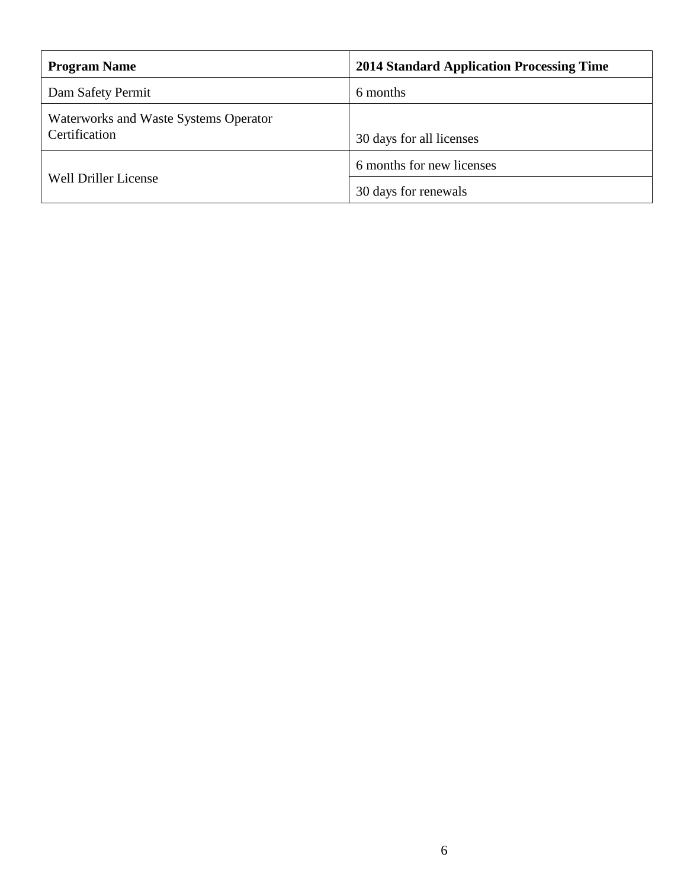| Program Name | 2014 Standard Application Processing Time |
|---|---|
| Dam Safety Permit | 6 months |
| Waterworks and Waste Systems Operator Certification | 30 days for all licenses |
| Well Driller License | 6 months for new licenses |
| | 30 days for renewals |